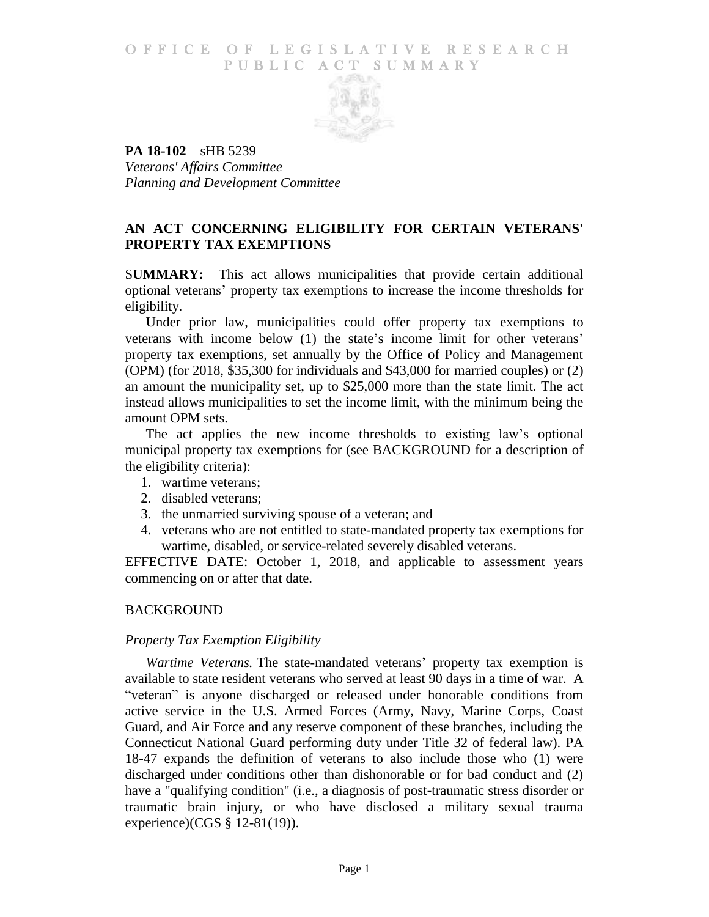# OFFICE OF LEGISLATIVE RESEARCH PUBLIC ACT SUMMARY

**PA 18-102**—sHB 5239
*Veterans' Affairs Committee*
*Planning and Development Committee*

## AN ACT CONCERNING ELIGIBILITY FOR CERTAIN VETERANS' PROPERTY TAX EXEMPTIONS

**SUMMARY:** This act allows municipalities that provide certain additional optional veterans' property tax exemptions to increase the income thresholds for eligibility.

Under prior law, municipalities could offer property tax exemptions to veterans with income below (1) the state's income limit for other veterans' property tax exemptions, set annually by the Office of Policy and Management (OPM) (for 2018, $35,300 for individuals and $43,000 for married couples) or (2) an amount the municipality set, up to $25,000 more than the state limit. The act instead allows municipalities to set the income limit, with the minimum being the amount OPM sets.

The act applies the new income thresholds to existing law's optional municipal property tax exemptions for (see BACKGROUND for a description of the eligibility criteria):

1. wartime veterans;
2. disabled veterans;
3. the unmarried surviving spouse of a veteran; and
4. veterans who are not entitled to state-mandated property tax exemptions for wartime, disabled, or service-related severely disabled veterans.

EFFECTIVE DATE: October 1, 2018, and applicable to assessment years commencing on or after that date.

## BACKGROUND

### *Property Tax Exemption Eligibility*

*Wartime Veterans.* The state-mandated veterans' property tax exemption is available to state resident veterans who served at least 90 days in a time of war. A "veteran" is anyone discharged or released under honorable conditions from active service in the U.S. Armed Forces (Army, Navy, Marine Corps, Coast Guard, and Air Force and any reserve component of these branches, including the Connecticut National Guard performing duty under Title 32 of federal law). PA 18-47 expands the definition of veterans to also include those who (1) were discharged under conditions other than dishonorable or for bad conduct and (2) have a "qualifying condition" (i.e., a diagnosis of post-traumatic stress disorder or traumatic brain injury, or who have disclosed a military sexual trauma experience)(CGS § 12-81(19)).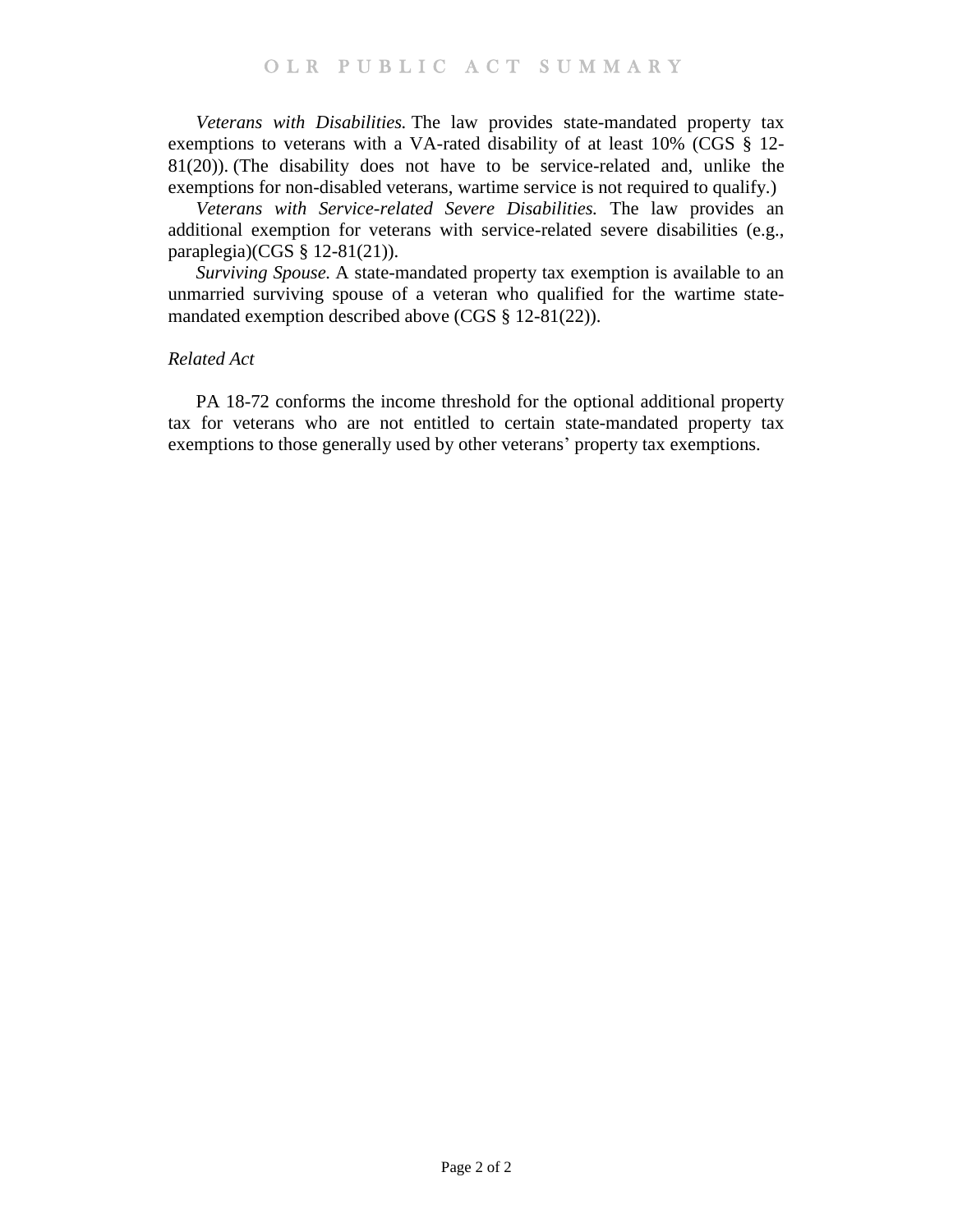*Veterans with Disabilities.* The law provides state-mandated property tax exemptions to veterans with a VA-rated disability of at least 10% (CGS § 12-81(20)). (The disability does not have to be service-related and, unlike the exemptions for non-disabled veterans, wartime service is not required to qualify.)

*Veterans with Service-related Severe Disabilities.* The law provides an additional exemption for veterans with service-related severe disabilities (e.g., paraplegia)(CGS § 12-81(21)).

*Surviving Spouse.* A state-mandated property tax exemption is available to an unmarried surviving spouse of a veteran who qualified for the wartime state-mandated exemption described above (CGS § 12-81(22)).

*Related Act*

PA 18-72 conforms the income threshold for the optional additional property tax for veterans who are not entitled to certain state-mandated property tax exemptions to those generally used by other veterans' property tax exemptions.